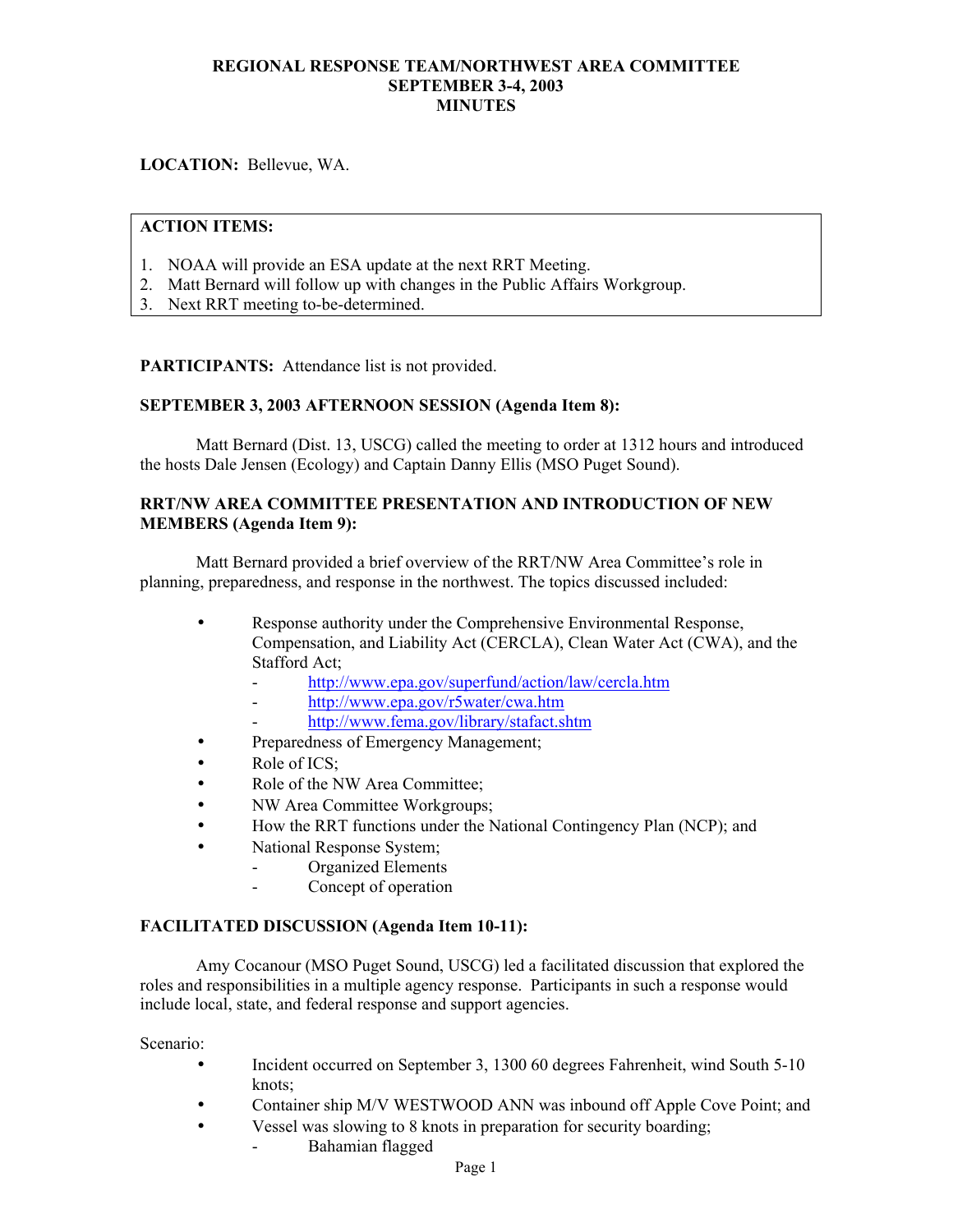# REGIONAL RESPONSE TEAM/NORTHWEST AREA COMMITTEE
## SEPTEMBER 3-4, 2003
## MINUTES

**LOCATION:** Bellevue, WA.

**ACTION ITEMS:**

1. NOAA will provide an ESA update at the next RRT Meeting.
2. Matt Bernard will follow up with changes in the Public Affairs Workgroup.
3. Next RRT meeting to-be-determined.

**PARTICIPANTS:** Attendance list is not provided.

**SEPTEMBER 3, 2003 AFTERNOON SESSION (Agenda Item 8):**

Matt Bernard (Dist. 13, USCG) called the meeting to order at 1312 hours and introduced the hosts Dale Jensen (Ecology) and Captain Danny Ellis (MSO Puget Sound).

**RRT/NW AREA COMMITTEE PRESENTATION AND INTRODUCTION OF NEW MEMBERS (Agenda Item 9):**

Matt Bernard provided a brief overview of the RRT/NW Area Committee's role in planning, preparedness, and response in the northwest. The topics discussed included:

- Response authority under the Comprehensive Environmental Response, Compensation, and Liability Act (CERCLA), Clean Water Act (CWA), and the Stafford Act;
  - http://www.epa.gov/superfund/action/law/cercla.htm
  - http://www.epa.gov/r5water/cwa.htm
  - http://www.fema.gov/library/stafact.shtm
- Preparedness of Emergency Management;
- Role of ICS;
- Role of the NW Area Committee;
- NW Area Committee Workgroups;
- How the RRT functions under the National Contingency Plan (NCP); and
- National Response System;
  - Organized Elements
  - Concept of operation

**FACILITATED DISCUSSION (Agenda Item 10-11):**

Amy Cocanour (MSO Puget Sound, USCG) led a facilitated discussion that explored the roles and responsibilities in a multiple agency response. Participants in such a response would include local, state, and federal response and support agencies.

Scenario:

- Incident occurred on September 3, 1300 60 degrees Fahrenheit, wind South 5-10 knots;
- Container ship M/V WESTWOOD ANN was inbound off Apple Cove Point; and
- Vessel was slowing to 8 knots in preparation for security boarding;
  - Bahamian flagged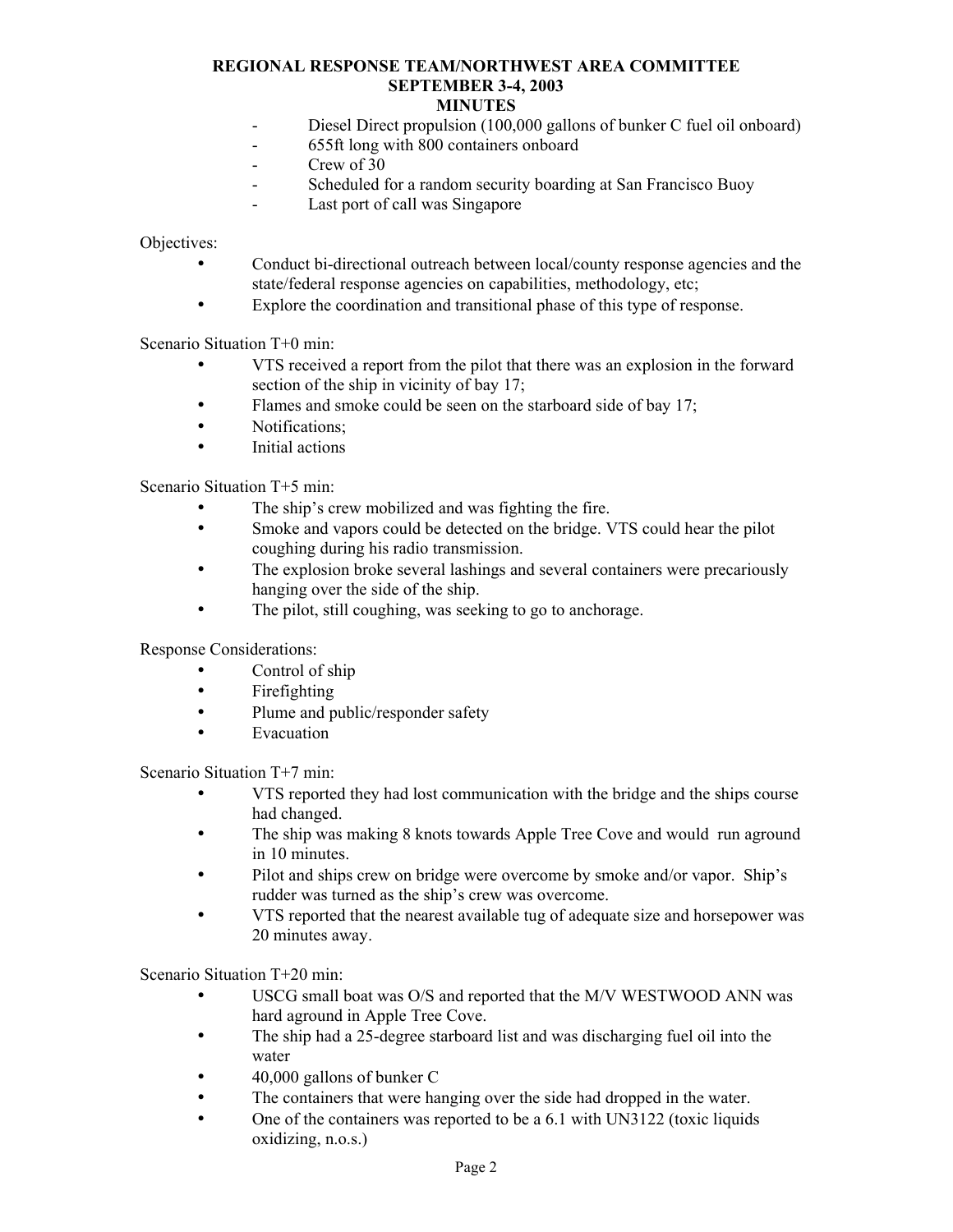- Diesel Direct propulsion (100,000 gallons of bunker C fuel oil onboard)
- 655ft long with 800 containers onboard
- Crew of 30
- Scheduled for a random security boarding at San Francisco Buoy
- Last port of call was Singapore

Objectives:

- Conduct bi-directional outreach between local/county response agencies and the state/federal response agencies on capabilities, methodology, etc;
- Explore the coordination and transitional phase of this type of response.

Scenario Situation T+0 min:

- VTS received a report from the pilot that there was an explosion in the forward section of the ship in vicinity of bay 17;
- Flames and smoke could be seen on the starboard side of bay 17;
- Notifications;
- Initial actions

Scenario Situation T+5 min:

- The ship's crew mobilized and was fighting the fire.
- Smoke and vapors could be detected on the bridge. VTS could hear the pilot coughing during his radio transmission.
- The explosion broke several lashings and several containers were precariously hanging over the side of the ship.
- The pilot, still coughing, was seeking to go to anchorage.

Response Considerations:

- Control of ship
- Firefighting
- Plume and public/responder safety
- Evacuation

Scenario Situation T+7 min:

- VTS reported they had lost communication with the bridge and the ships course had changed.
- The ship was making 8 knots towards Apple Tree Cove and would run aground in 10 minutes.
- Pilot and ships crew on bridge were overcome by smoke and/or vapor. Ship's rudder was turned as the ship's crew was overcome.
- VTS reported that the nearest available tug of adequate size and horsepower was 20 minutes away.

Scenario Situation T+20 min:

- USCG small boat was O/S and reported that the M/V WESTWOOD ANN was hard aground in Apple Tree Cove.
- The ship had a 25-degree starboard list and was discharging fuel oil into the water
- 40,000 gallons of bunker C
- The containers that were hanging over the side had dropped in the water.
- One of the containers was reported to be a 6.1 with UN3122 (toxic liquids oxidizing, n.o.s.)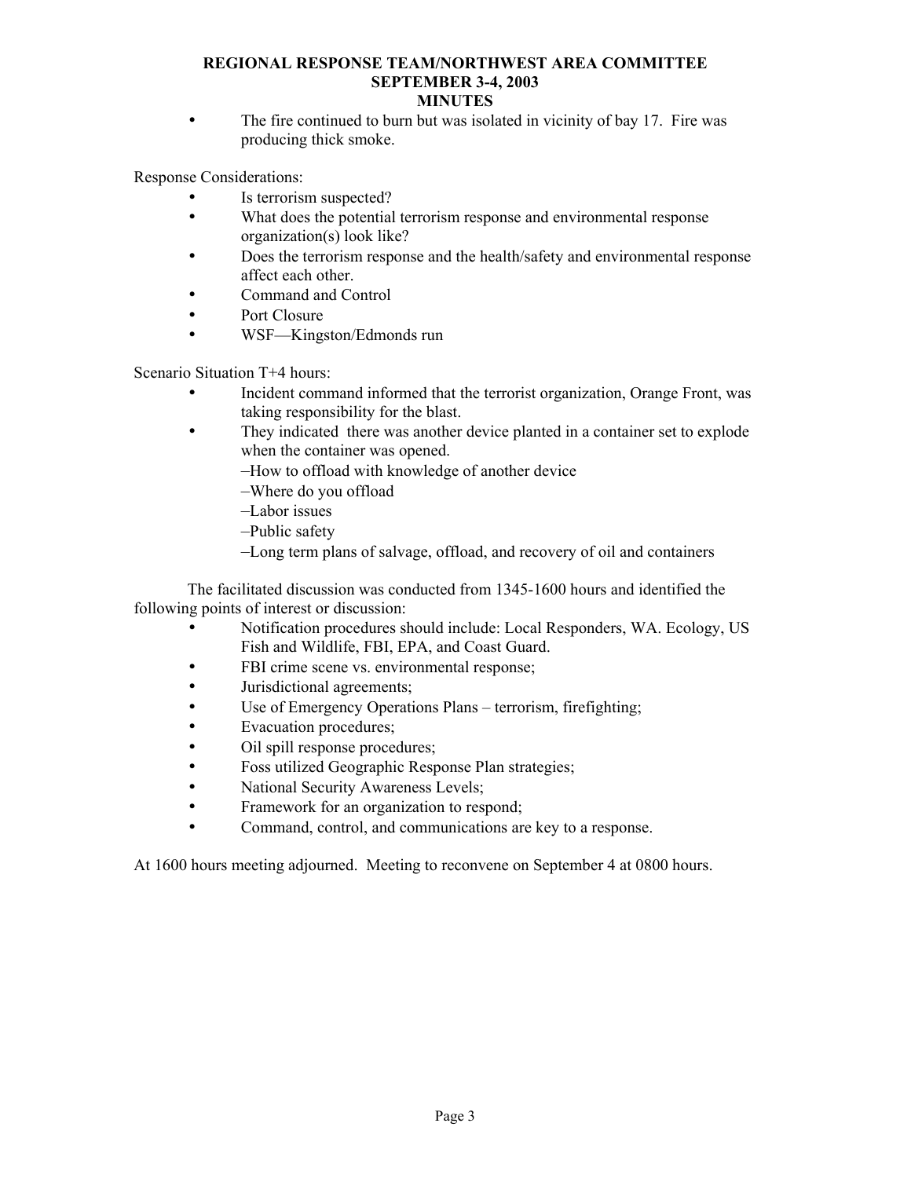- The fire continued to burn but was isolated in vicinity of bay 17. Fire was producing thick smoke.

Response Considerations:

- Is terrorism suspected?
- What does the potential terrorism response and environmental response organization(s) look like?
- Does the terrorism response and the health/safety and environmental response affect each other.
- Command and Control
- Port Closure
- WSF—Kingston/Edmonds run

Scenario Situation T+4 hours:

- Incident command informed that the terrorist organization, Orange Front, was taking responsibility for the blast.
- They indicated there was another device planted in a container set to explode when the container was opened.
  - –How to offload with knowledge of another device
  - –Where do you offload
  - –Labor issues
  - –Public safety
  - –Long term plans of salvage, offload, and recovery of oil and containers

The facilitated discussion was conducted from 1345-1600 hours and identified the following points of interest or discussion:

- Notification procedures should include: Local Responders, WA. Ecology, US Fish and Wildlife, FBI, EPA, and Coast Guard.
- FBI crime scene vs. environmental response;
- Jurisdictional agreements;
- Use of Emergency Operations Plans – terrorism, firefighting;
- Evacuation procedures;
- Oil spill response procedures;
- Foss utilized Geographic Response Plan strategies;
- National Security Awareness Levels;
- Framework for an organization to respond;
- Command, control, and communications are key to a response.

At 1600 hours meeting adjourned. Meeting to reconvene on September 4 at 0800 hours.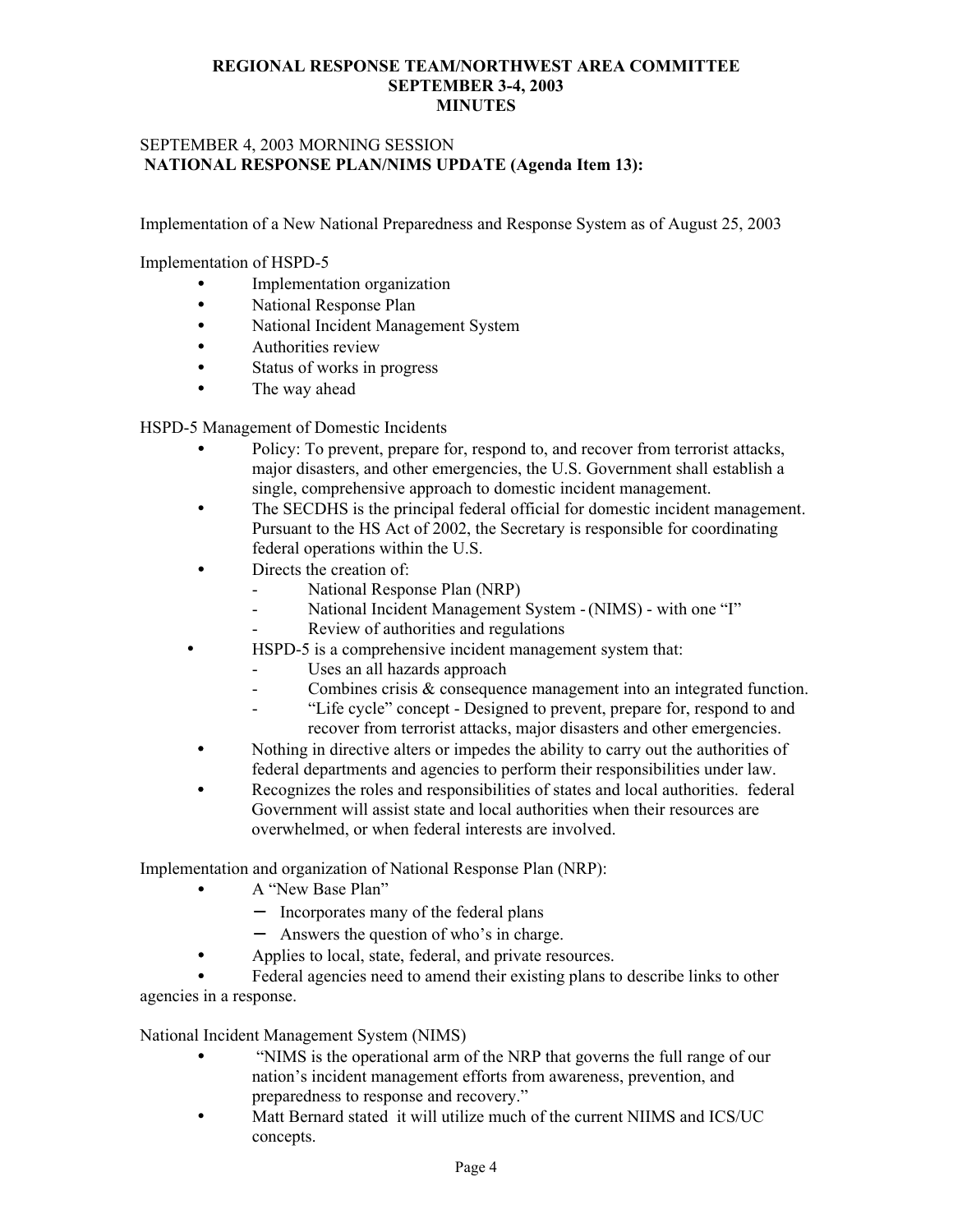**REGIONAL RESPONSE TEAM/NORTHWEST AREA COMMITTEE**
**SEPTEMBER 3-4, 2003**
**MINUTES**

SEPTEMBER 4, 2003 MORNING SESSION
**NATIONAL RESPONSE PLAN/NIMS UPDATE (Agenda Item 13):**

Implementation of a New National Preparedness and Response System as of August 25, 2003

Implementation of HSPD-5

- Implementation organization
- National Response Plan
- National Incident Management System
- Authorities review
- Status of works in progress
- The way ahead

HSPD-5 Management of Domestic Incidents

- Policy: To prevent, prepare for, respond to, and recover from terrorist attacks, major disasters, and other emergencies, the U.S. Government shall establish a single, comprehensive approach to domestic incident management.
- The SECDHS is the principal federal official for domestic incident management. Pursuant to the HS Act of 2002, the Secretary is responsible for coordinating federal operations within the U.S.
- Directs the creation of:
  - National Response Plan (NRP)
  - National Incident Management System - (NIMS) - with one "I"
  - Review of authorities and regulations
- HSPD-5 is a comprehensive incident management system that:
  - Uses an all hazards approach
  - Combines crisis & consequence management into an integrated function.
  - "Life cycle" concept - Designed to prevent, prepare for, respond to and recover from terrorist attacks, major disasters and other emergencies.
- Nothing in directive alters or impedes the ability to carry out the authorities of federal departments and agencies to perform their responsibilities under law.
- Recognizes the roles and responsibilities of states and local authorities. federal Government will assist state and local authorities when their resources are overwhelmed, or when federal interests are involved.

Implementation and organization of National Response Plan (NRP):

- A "New Base Plan"
  - Incorporates many of the federal plans
  - Answers the question of who's in charge.
- Applies to local, state, federal, and private resources.
- Federal agencies need to amend their existing plans to describe links to other agencies in a response.

National Incident Management System (NIMS)

- "NIMS is the operational arm of the NRP that governs the full range of our nation's incident management efforts from awareness, prevention, and preparedness to response and recovery."
- Matt Bernard stated it will utilize much of the current NIIMS and ICS/UC concepts.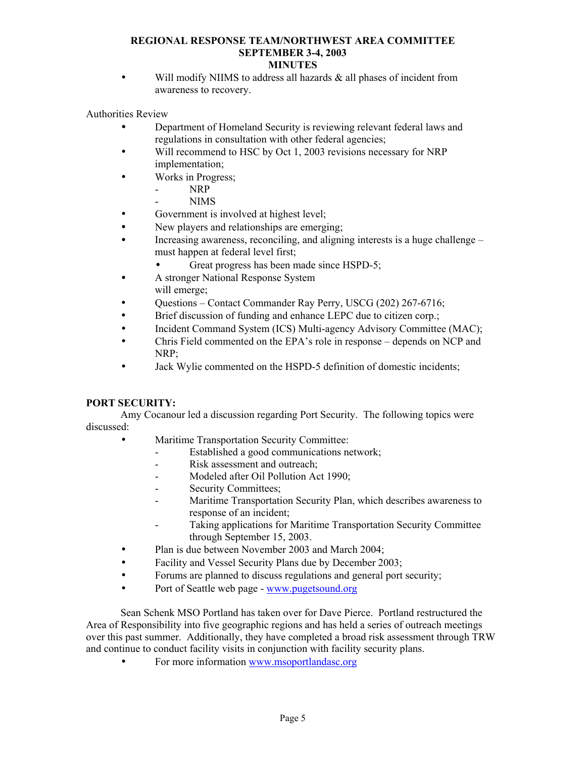- Will modify NIIMS to address all hazards & all phases of incident from awareness to recovery.

Authorities Review

- Department of Homeland Security is reviewing relevant federal laws and regulations in consultation with other federal agencies;
- Will recommend to HSC by Oct 1, 2003 revisions necessary for NRP implementation;
- Works in Progress;
  - NRP
  - NIMS
- Government is involved at highest level;
- New players and relationships are emerging;
- Increasing awareness, reconciling, and aligning interests is a huge challenge – must happen at federal level first;
  - Great progress has been made since HSPD-5;
- A stronger National Response System will emerge;
- Questions – Contact Commander Ray Perry, USCG (202) 267-6716;
- Brief discussion of funding and enhance LEPC due to citizen corp.;
- Incident Command System (ICS) Multi-agency Advisory Committee (MAC);
- Chris Field commented on the EPA's role in response – depends on NCP and NRP;
- Jack Wylie commented on the HSPD-5 definition of domestic incidents;

**PORT SECURITY:**

Amy Cocanour led a discussion regarding Port Security. The following topics were discussed:

- Maritime Transportation Security Committee:
  - Established a good communications network;
  - Risk assessment and outreach;
  - Modeled after Oil Pollution Act 1990;
  - Security Committees;
  - Maritime Transportation Security Plan, which describes awareness to response of an incident;
  - Taking applications for Maritime Transportation Security Committee through September 15, 2003.
- Plan is due between November 2003 and March 2004;
- Facility and Vessel Security Plans due by December 2003;
- Forums are planned to discuss regulations and general port security;
- Port of Seattle web page - www.pugetsound.org

Sean Schenk MSO Portland has taken over for Dave Pierce. Portland restructured the Area of Responsibility into five geographic regions and has held a series of outreach meetings over this past summer. Additionally, they have completed a broad risk assessment through TRW and continue to conduct facility visits in conjunction with facility security plans.

- For more information www.msoportlandasc.org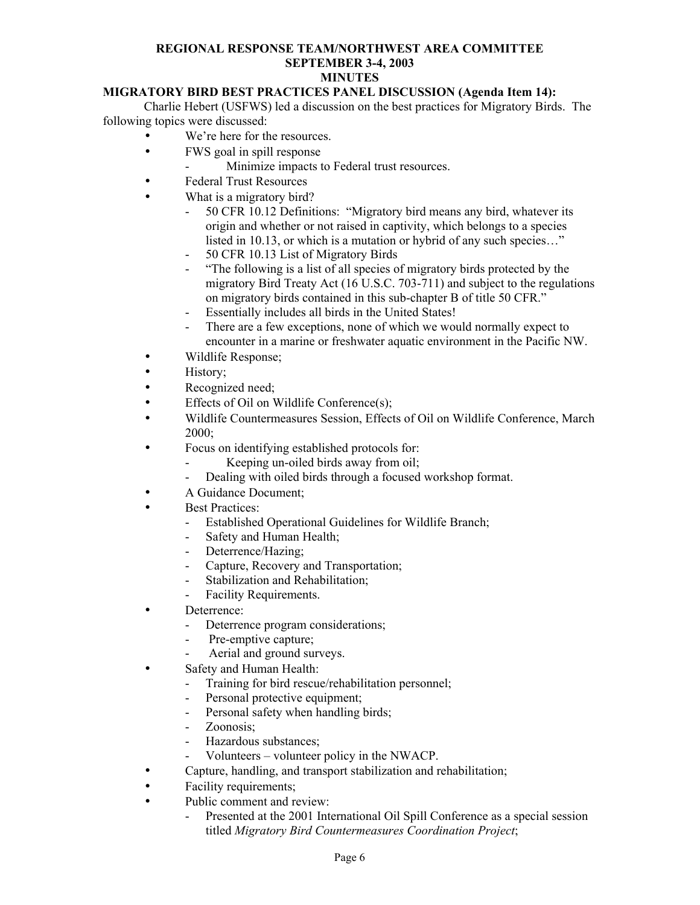**REGIONAL RESPONSE TEAM/NORTHWEST AREA COMMITTEE**
**SEPTEMBER 3-4, 2003**
**MINUTES**

**MIGRATORY BIRD BEST PRACTICES PANEL DISCUSSION (Agenda Item 14):**

Charlie Hebert (USFWS) led a discussion on the best practices for Migratory Birds. The following topics were discussed:

- We're here for the resources.
- FWS goal in spill response
  - Minimize impacts to Federal trust resources.
- Federal Trust Resources
- What is a migratory bird?
  - 50 CFR 10.12 Definitions: "Migratory bird means any bird, whatever its origin and whether or not raised in captivity, which belongs to a species listed in 10.13, or which is a mutation or hybrid of any such species…"
  - 50 CFR 10.13 List of Migratory Birds
  - "The following is a list of all species of migratory birds protected by the migratory Bird Treaty Act (16 U.S.C. 703-711) and subject to the regulations on migratory birds contained in this sub-chapter B of title 50 CFR."
  - Essentially includes all birds in the United States!
  - There are a few exceptions, none of which we would normally expect to encounter in a marine or freshwater aquatic environment in the Pacific NW.
- Wildlife Response;
- History;
- Recognized need;
- Effects of Oil on Wildlife Conference(s);
- Wildlife Countermeasures Session, Effects of Oil on Wildlife Conference, March 2000;
- Focus on identifying established protocols for:
  - Keeping un-oiled birds away from oil;
  - Dealing with oiled birds through a focused workshop format.
- A Guidance Document;
- Best Practices:
  - Established Operational Guidelines for Wildlife Branch;
  - Safety and Human Health;
  - Deterrence/Hazing;
  - Capture, Recovery and Transportation;
  - Stabilization and Rehabilitation;
  - Facility Requirements.
- Deterrence:
  - Deterrence program considerations;
  - Pre-emptive capture;
  - Aerial and ground surveys.
- Safety and Human Health:
  - Training for bird rescue/rehabilitation personnel;
  - Personal protective equipment;
  - Personal safety when handling birds;
  - Zoonosis;
  - Hazardous substances;
  - Volunteers – volunteer policy in the NWACP.
- Capture, handling, and transport stabilization and rehabilitation;
- Facility requirements;
- Public comment and review:
  - Presented at the 2001 International Oil Spill Conference as a special session titled *Migratory Bird Countermeasures Coordination Project*;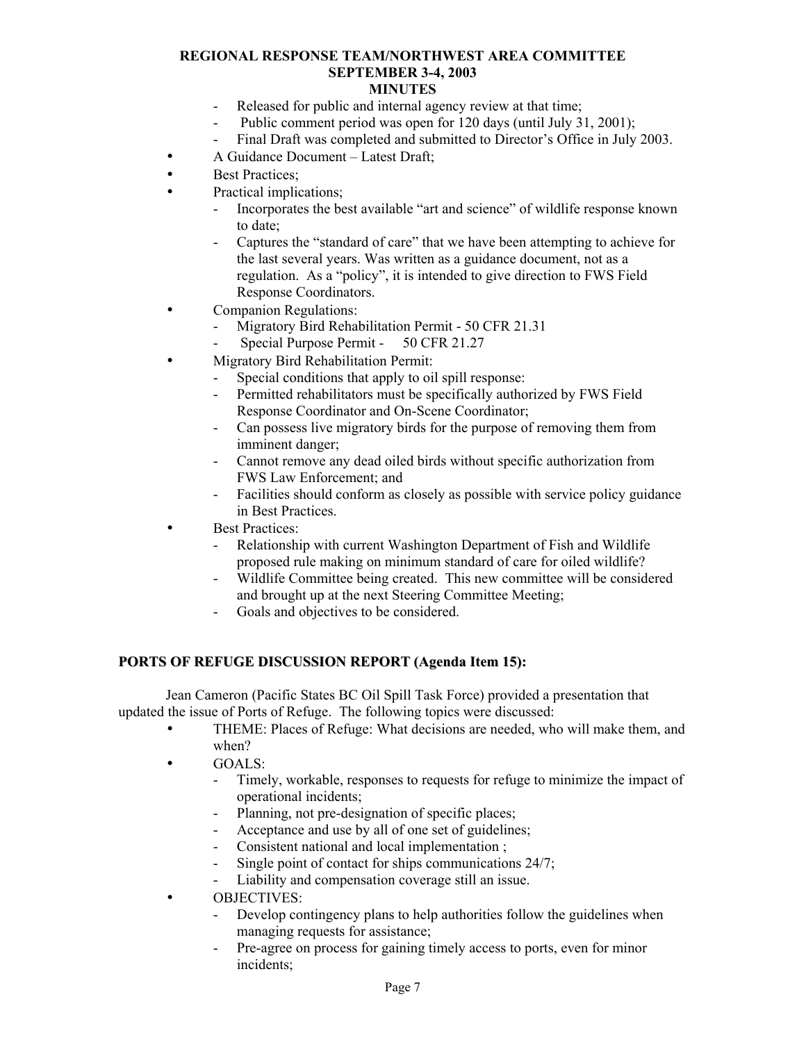- Released for public and internal agency review at that time;
- Public comment period was open for 120 days (until July 31, 2001);
- Final Draft was completed and submitted to Director's Office in July 2003.

- A Guidance Document – Latest Draft;
- Best Practices;
- Practical implications;
  - Incorporates the best available "art and science" of wildlife response known to date;
  - Captures the "standard of care" that we have been attempting to achieve for the last several years. Was written as a guidance document, not as a regulation. As a "policy", it is intended to give direction to FWS Field Response Coordinators.
- Companion Regulations:
  - Migratory Bird Rehabilitation Permit - 50 CFR 21.31
  - Special Purpose Permit - 50 CFR 21.27
- Migratory Bird Rehabilitation Permit:
  - Special conditions that apply to oil spill response:
  - Permitted rehabilitators must be specifically authorized by FWS Field Response Coordinator and On-Scene Coordinator;
  - Can possess live migratory birds for the purpose of removing them from imminent danger;
  - Cannot remove any dead oiled birds without specific authorization from FWS Law Enforcement; and
  - Facilities should conform as closely as possible with service policy guidance in Best Practices.
- Best Practices:
  - Relationship with current Washington Department of Fish and Wildlife proposed rule making on minimum standard of care for oiled wildlife?
  - Wildlife Committee being created. This new committee will be considered and brought up at the next Steering Committee Meeting;
  - Goals and objectives to be considered.

## PORTS OF REFUGE DISCUSSION REPORT (Agenda Item 15):

Jean Cameron (Pacific States BC Oil Spill Task Force) provided a presentation that updated the issue of Ports of Refuge. The following topics were discussed:

- THEME: Places of Refuge: What decisions are needed, who will make them, and when?
- GOALS:
  - Timely, workable, responses to requests for refuge to minimize the impact of operational incidents;
  - Planning, not pre-designation of specific places;
  - Acceptance and use by all of one set of guidelines;
  - Consistent national and local implementation ;
  - Single point of contact for ships communications 24/7;
  - Liability and compensation coverage still an issue.
- OBJECTIVES:
  - Develop contingency plans to help authorities follow the guidelines when managing requests for assistance;
  - Pre-agree on process for gaining timely access to ports, even for minor incidents;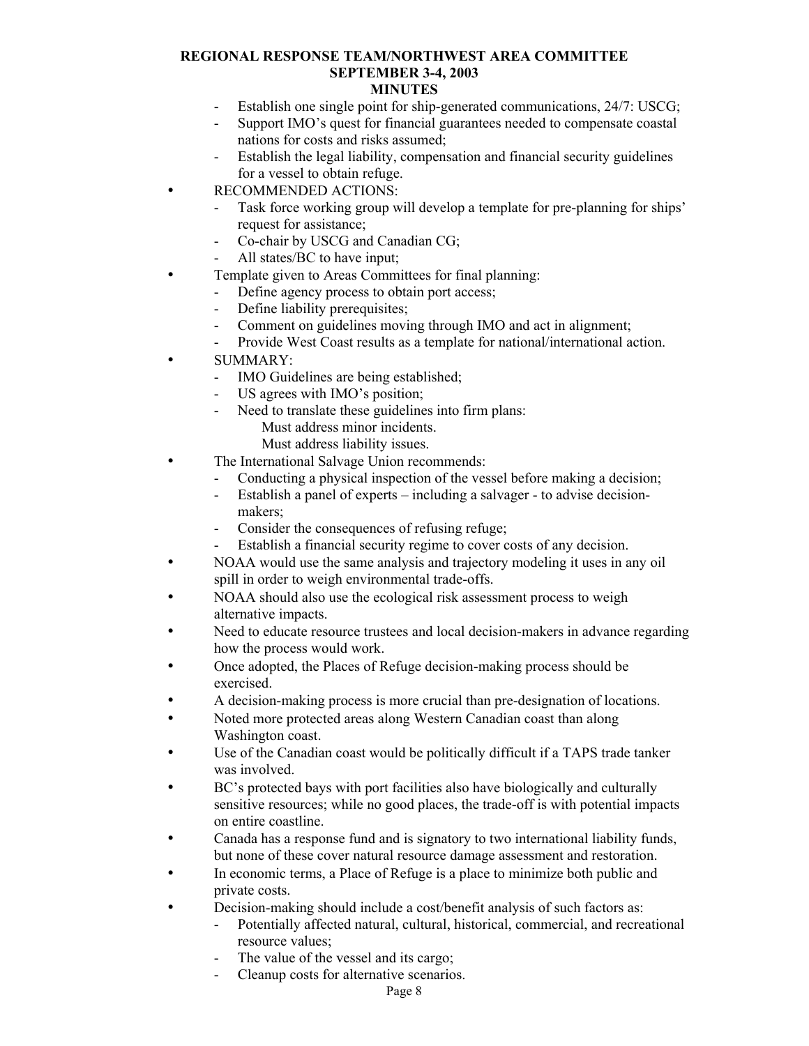- Establish one single point for ship-generated communications, 24/7: USCG;
  - Support IMO's quest for financial guarantees needed to compensate coastal nations for costs and risks assumed;
  - Establish the legal liability, compensation and financial security guidelines for a vessel to obtain refuge.
- RECOMMENDED ACTIONS:
  - Task force working group will develop a template for pre-planning for ships' request for assistance;
  - Co-chair by USCG and Canadian CG;
  - All states/BC to have input;
- Template given to Areas Committees for final planning:
  - Define agency process to obtain port access;
  - Define liability prerequisites;
  - Comment on guidelines moving through IMO and act in alignment;
  - Provide West Coast results as a template for national/international action.
- SUMMARY:
  - IMO Guidelines are being established;
  - US agrees with IMO's position;
  - Need to translate these guidelines into firm plans:
    - Must address minor incidents.
    - Must address liability issues.
- The International Salvage Union recommends:
  - Conducting a physical inspection of the vessel before making a decision;
  - Establish a panel of experts – including a salvager - to advise decision-makers;
  - Consider the consequences of refusing refuge;
  - Establish a financial security regime to cover costs of any decision.
- NOAA would use the same analysis and trajectory modeling it uses in any oil spill in order to weigh environmental trade-offs.
- NOAA should also use the ecological risk assessment process to weigh alternative impacts.
- Need to educate resource trustees and local decision-makers in advance regarding how the process would work.
- Once adopted, the Places of Refuge decision-making process should be exercised.
- A decision-making process is more crucial than pre-designation of locations.
- Noted more protected areas along Western Canadian coast than along Washington coast.
- Use of the Canadian coast would be politically difficult if a TAPS trade tanker was involved.
- BC's protected bays with port facilities also have biologically and culturally sensitive resources; while no good places, the trade-off is with potential impacts on entire coastline.
- Canada has a response fund and is signatory to two international liability funds, but none of these cover natural resource damage assessment and restoration.
- In economic terms, a Place of Refuge is a place to minimize both public and private costs.
- Decision-making should include a cost/benefit analysis of such factors as:
  - Potentially affected natural, cultural, historical, commercial, and recreational resource values;
  - The value of the vessel and its cargo;
  - Cleanup costs for alternative scenarios.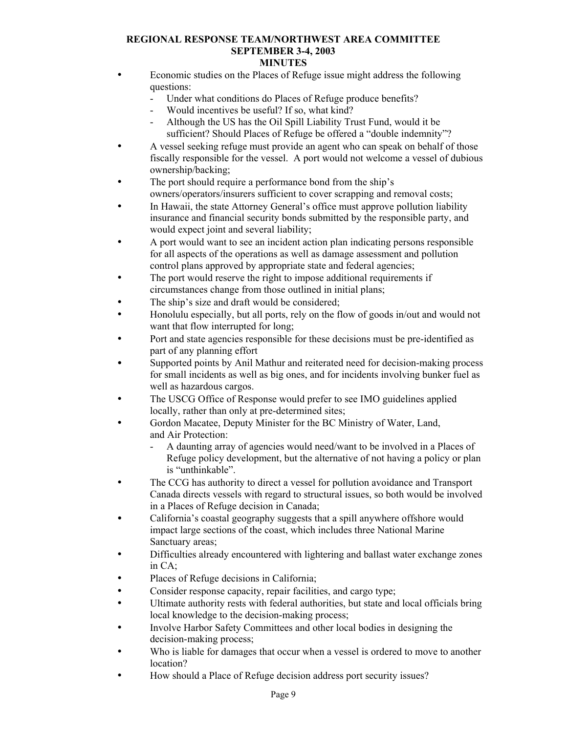- Economic studies on the Places of Refuge issue might address the following questions:
    - Under what conditions do Places of Refuge produce benefits?
    - Would incentives be useful? If so, what kind?
    - Although the US has the Oil Spill Liability Trust Fund, would it be sufficient? Should Places of Refuge be offered a "double indemnity"?
- A vessel seeking refuge must provide an agent who can speak on behalf of those fiscally responsible for the vessel. A port would not welcome a vessel of dubious ownership/backing;
- The port should require a performance bond from the ship's owners/operators/insurers sufficient to cover scrapping and removal costs;
- In Hawaii, the state Attorney General's office must approve pollution liability insurance and financial security bonds submitted by the responsible party, and would expect joint and several liability;
- A port would want to see an incident action plan indicating persons responsible for all aspects of the operations as well as damage assessment and pollution control plans approved by appropriate state and federal agencies;
- The port would reserve the right to impose additional requirements if circumstances change from those outlined in initial plans;
- The ship's size and draft would be considered;
- Honolulu especially, but all ports, rely on the flow of goods in/out and would not want that flow interrupted for long;
- Port and state agencies responsible for these decisions must be pre-identified as part of any planning effort
- Supported points by Anil Mathur and reiterated need for decision-making process for small incidents as well as big ones, and for incidents involving bunker fuel as well as hazardous cargos.
- The USCG Office of Response would prefer to see IMO guidelines applied locally, rather than only at pre-determined sites;
- Gordon Macatee, Deputy Minister for the BC Ministry of Water, Land, and Air Protection:
    - A daunting array of agencies would need/want to be involved in a Places of Refuge policy development, but the alternative of not having a policy or plan is "unthinkable".
- The CCG has authority to direct a vessel for pollution avoidance and Transport Canada directs vessels with regard to structural issues, so both would be involved in a Places of Refuge decision in Canada;
- California's coastal geography suggests that a spill anywhere offshore would impact large sections of the coast, which includes three National Marine Sanctuary areas;
- Difficulties already encountered with lightering and ballast water exchange zones in CA;
- Places of Refuge decisions in California;
- Consider response capacity, repair facilities, and cargo type;
- Ultimate authority rests with federal authorities, but state and local officials bring local knowledge to the decision-making process;
- Involve Harbor Safety Committees and other local bodies in designing the decision-making process;
- Who is liable for damages that occur when a vessel is ordered to move to another location?
- How should a Place of Refuge decision address port security issues?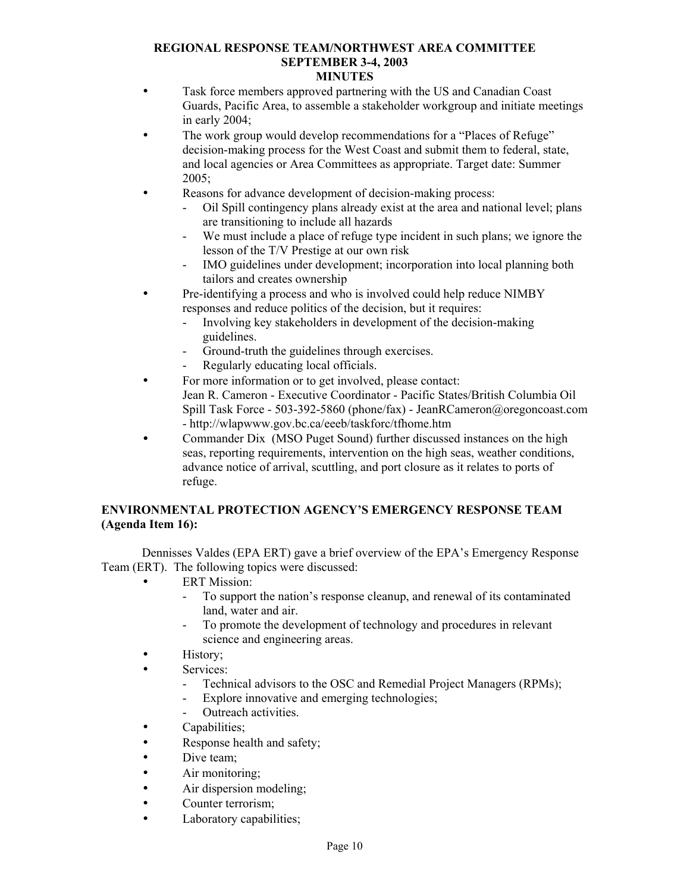- Task force members approved partnering with the US and Canadian Coast Guards, Pacific Area, to assemble a stakeholder workgroup and initiate meetings in early 2004;
- The work group would develop recommendations for a "Places of Refuge" decision-making process for the West Coast and submit them to federal, state, and local agencies or Area Committees as appropriate. Target date: Summer 2005;
- Reasons for advance development of decision-making process:
  - Oil Spill contingency plans already exist at the area and national level; plans are transitioning to include all hazards
  - We must include a place of refuge type incident in such plans; we ignore the lesson of the T/V Prestige at our own risk
  - IMO guidelines under development; incorporation into local planning both tailors and creates ownership
- Pre-identifying a process and who is involved could help reduce NIMBY responses and reduce politics of the decision, but it requires:
  - Involving key stakeholders in development of the decision-making guidelines.
  - Ground-truth the guidelines through exercises.
  - Regularly educating local officials.
- For more information or to get involved, please contact: Jean R. Cameron - Executive Coordinator - Pacific States/British Columbia Oil Spill Task Force - 503-392-5860 (phone/fax) - JeanRCameron@oregoncoast.com - http://wlapwww.gov.bc.ca/eeeb/taskforc/tfhome.htm
- Commander Dix (MSO Puget Sound) further discussed instances on the high seas, reporting requirements, intervention on the high seas, weather conditions, advance notice of arrival, scuttling, and port closure as it relates to ports of refuge.

**ENVIRONMENTAL PROTECTION AGENCY'S EMERGENCY RESPONSE TEAM (Agenda Item 16):**

Dennisses Valdes (EPA ERT) gave a brief overview of the EPA's Emergency Response Team (ERT). The following topics were discussed:

- ERT Mission:
  - To support the nation's response cleanup, and renewal of its contaminated land, water and air.
  - To promote the development of technology and procedures in relevant science and engineering areas.
- History;
- Services:
  - Technical advisors to the OSC and Remedial Project Managers (RPMs);
  - Explore innovative and emerging technologies;
  - Outreach activities.
- Capabilities;
- Response health and safety;
- Dive team;
- Air monitoring;
- Air dispersion modeling;
- Counter terrorism;
- Laboratory capabilities;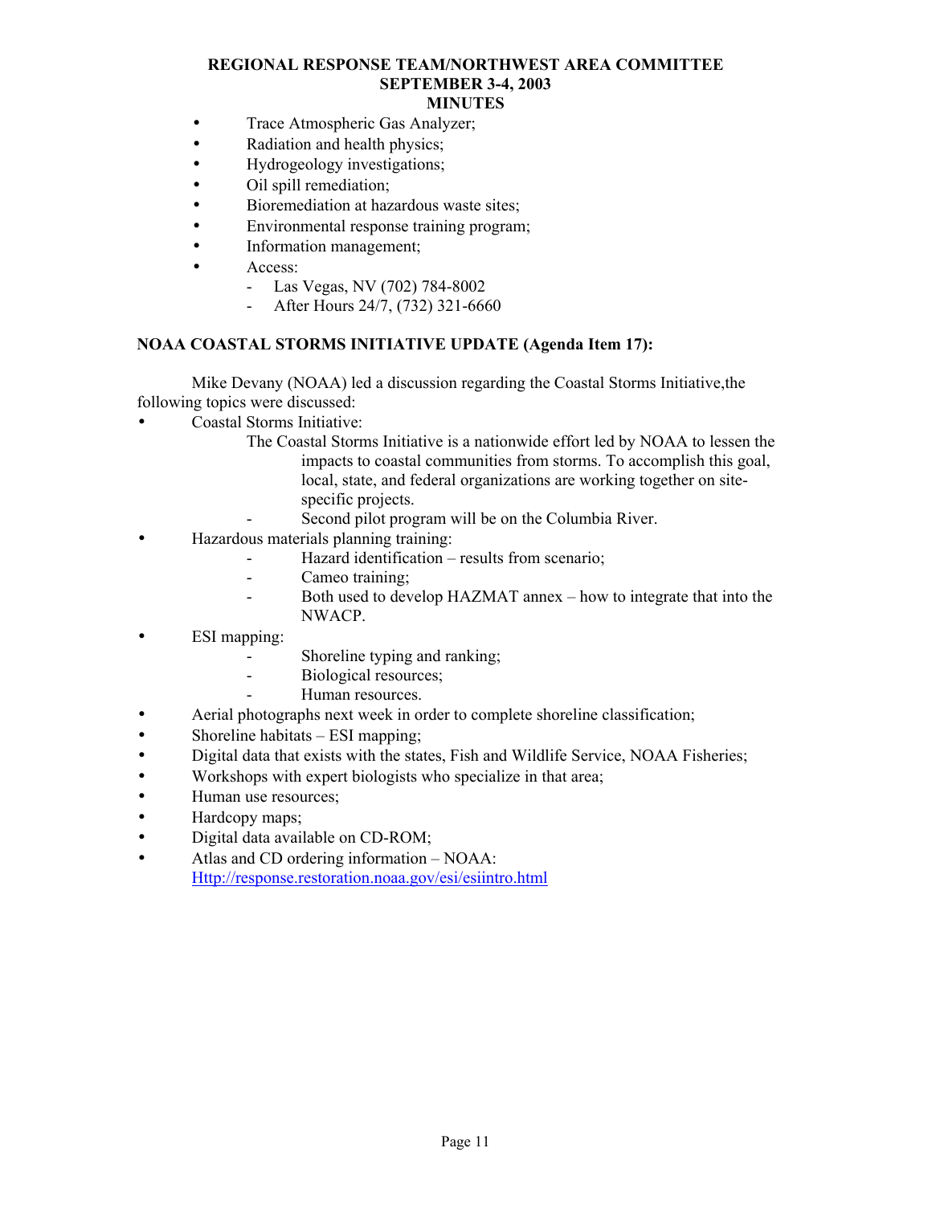- Trace Atmospheric Gas Analyzer;
- Radiation and health physics;
- Hydrogeology investigations;
- Oil spill remediation;
- Bioremediation at hazardous waste sites;
- Environmental response training program;
- Information management;
- Access:
  - Las Vegas, NV (702) 784-8002
  - After Hours 24/7, (732) 321-6660

**NOAA COASTAL STORMS INITIATIVE UPDATE (Agenda Item 17):**

Mike Devany (NOAA) led a discussion regarding the Coastal Storms Initiative,the following topics were discussed:

- Coastal Storms Initiative:
  - The Coastal Storms Initiative is a nationwide effort led by NOAA to lessen the impacts to coastal communities from storms. To accomplish this goal, local, state, and federal organizations are working together on site-specific projects.
  - Second pilot program will be on the Columbia River.
- Hazardous materials planning training:
  - Hazard identification – results from scenario;
  - Cameo training;
  - Both used to develop HAZMAT annex – how to integrate that into the NWACP.
- ESI mapping:
  - Shoreline typing and ranking;
  - Biological resources;
  - Human resources.
- Aerial photographs next week in order to complete shoreline classification;
- Shoreline habitats – ESI mapping;
- Digital data that exists with the states, Fish and Wildlife Service, NOAA Fisheries;
- Workshops with expert biologists who specialize in that area;
- Human use resources;
- Hardcopy maps;
- Digital data available on CD-ROM;
- Atlas and CD ordering information – NOAA: Http://response.restoration.noaa.gov/esi/esiintro.html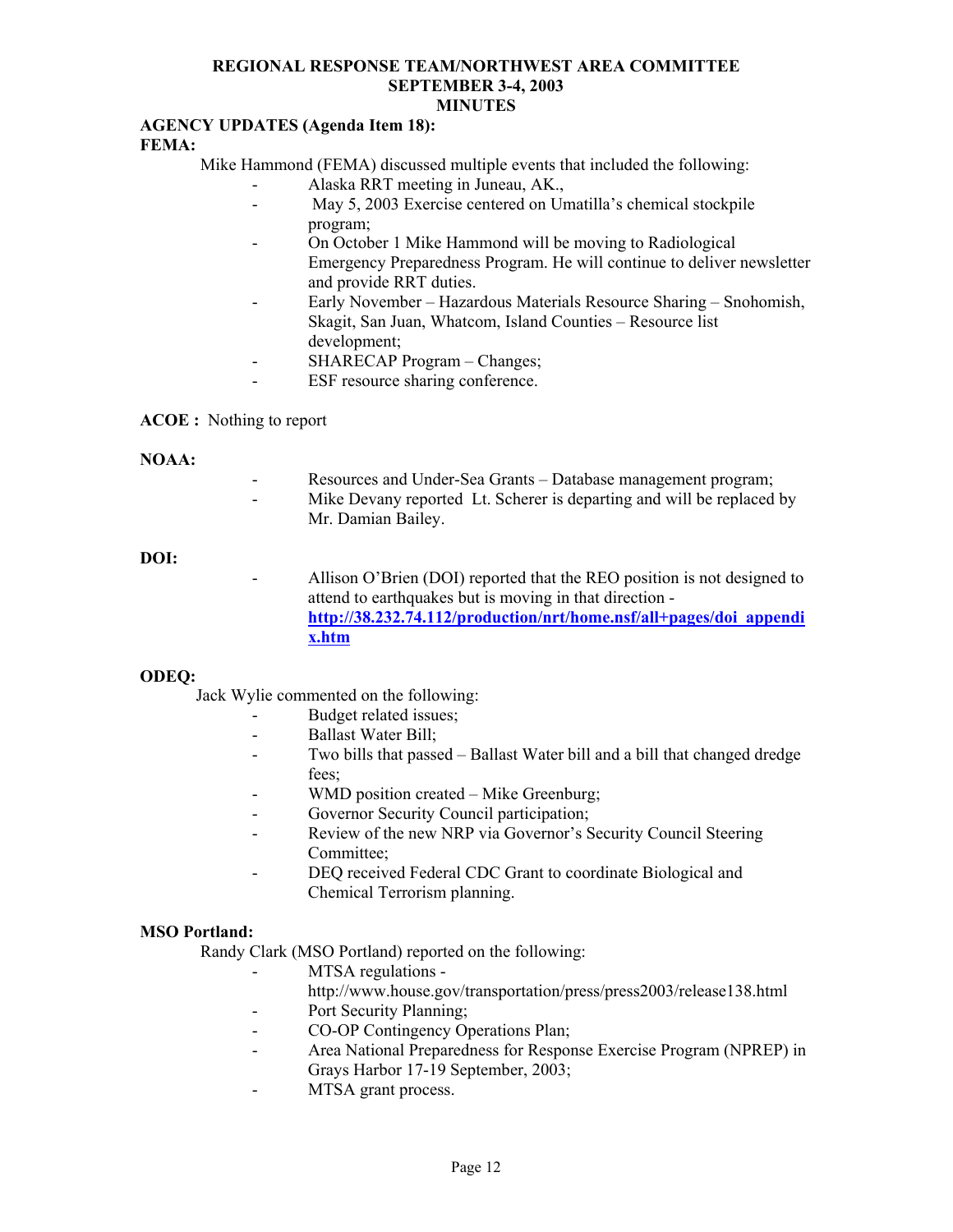**REGIONAL RESPONSE TEAM/NORTHWEST AREA COMMITTEE**
**SEPTEMBER 3-4, 2003**
**MINUTES**

**AGENCY UPDATES (Agenda Item 18):**

**FEMA:**

Mike Hammond (FEMA) discussed multiple events that included the following:

- Alaska RRT meeting in Juneau, AK.,
- May 5, 2003 Exercise centered on Umatilla's chemical stockpile program;
- On October 1 Mike Hammond will be moving to Radiological Emergency Preparedness Program. He will continue to deliver newsletter and provide RRT duties.
- Early November – Hazardous Materials Resource Sharing – Snohomish, Skagit, San Juan, Whatcom, Island Counties – Resource list development;
- SHARECAP Program – Changes;
- ESF resource sharing conference.

**ACOE :** Nothing to report

**NOAA:**

- Resources and Under-Sea Grants – Database management program;
- Mike Devany reported Lt. Scherer is departing and will be replaced by Mr. Damian Bailey.

**DOI:**

- Allison O'Brien (DOI) reported that the REO position is not designed to attend to earthquakes but is moving in that direction - **http://38.232.74.112/production/nrt/home.nsf/all+pages/doi_appendix.htm**

**ODEQ:**

Jack Wylie commented on the following:

- Budget related issues;
- Ballast Water Bill;
- Two bills that passed – Ballast Water bill and a bill that changed dredge fees;
- WMD position created – Mike Greenburg;
- Governor Security Council participation;
- Review of the new NRP via Governor's Security Council Steering Committee;
- DEQ received Federal CDC Grant to coordinate Biological and Chemical Terrorism planning.

**MSO Portland:**

Randy Clark (MSO Portland) reported on the following:

- MTSA regulations - http://www.house.gov/transportation/press/press2003/release138.html
- Port Security Planning;
- CO-OP Contingency Operations Plan;
- Area National Preparedness for Response Exercise Program (NPREP) in Grays Harbor 17-19 September, 2003;
- MTSA grant process.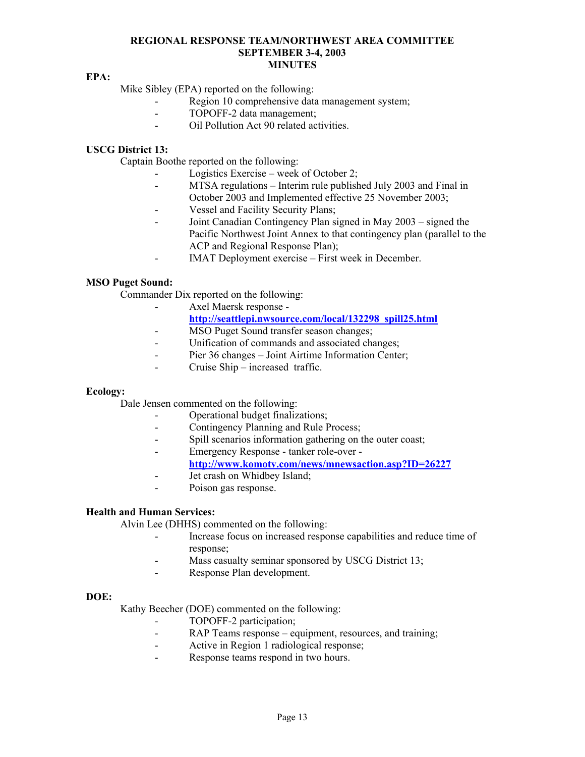**REGIONAL RESPONSE TEAM/NORTHWEST AREA COMMITTEE**
**SEPTEMBER 3-4, 2003**
**MINUTES**

**EPA:**

Mike Sibley (EPA) reported on the following:

- Region 10 comprehensive data management system;
- TOPOFF-2 data management;
- Oil Pollution Act 90 related activities.

**USCG District 13:**

Captain Boothe reported on the following:

- Logistics Exercise – week of October 2;
- MTSA regulations – Interim rule published July 2003 and Final in October 2003 and Implemented effective 25 November 2003;
- Vessel and Facility Security Plans;
- Joint Canadian Contingency Plan signed in May 2003 – signed the Pacific Northwest Joint Annex to that contingency plan (parallel to the ACP and Regional Response Plan);
- IMAT Deployment exercise – First week in December.

**MSO Puget Sound:**

Commander Dix reported on the following:

- Axel Maersk response - http://seattlepi.nwsource.com/local/132298_spill25.html
- MSO Puget Sound transfer season changes;
- Unification of commands and associated changes;
- Pier 36 changes – Joint Airtime Information Center;
- Cruise Ship – increased traffic.

**Ecology:**

Dale Jensen commented on the following:

- Operational budget finalizations;
- Contingency Planning and Rule Process;
- Spill scenarios information gathering on the outer coast;
- Emergency Response - tanker role-over - http://www.komotv.com/news/mnewsaction.asp?ID=26227
- Jet crash on Whidbey Island;
- Poison gas response.

**Health and Human Services:**

Alvin Lee (DHHS) commented on the following:

- Increase focus on increased response capabilities and reduce time of response;
- Mass casualty seminar sponsored by USCG District 13;
- Response Plan development.

**DOE:**

Kathy Beecher (DOE) commented on the following:

- TOPOFF-2 participation;
- RAP Teams response – equipment, resources, and training;
- Active in Region 1 radiological response;
- Response teams respond in two hours.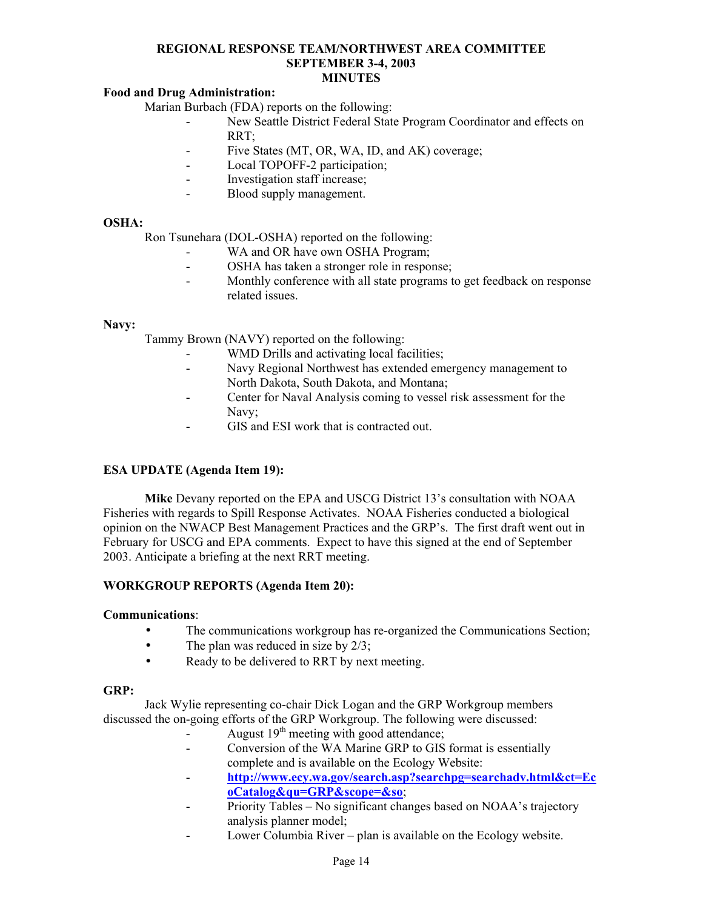# REGIONAL RESPONSE TEAM/NORTHWEST AREA COMMITTEE
## SEPTEMBER 3-4, 2003
## MINUTES

**Food and Drug Administration:**

Marian Burbach (FDA) reports on the following:

- New Seattle District Federal State Program Coordinator and effects on RRT;
- Five States (MT, OR, WA, ID, and AK) coverage;
- Local TOPOFF-2 participation;
- Investigation staff increase;
- Blood supply management.

**OSHA:**

Ron Tsunehara (DOL-OSHA) reported on the following:

- WA and OR have own OSHA Program;
- OSHA has taken a stronger role in response;
- Monthly conference with all state programs to get feedback on response related issues.

**Navy:**

Tammy Brown (NAVY) reported on the following:

- WMD Drills and activating local facilities;
- Navy Regional Northwest has extended emergency management to North Dakota, South Dakota, and Montana;
- Center for Naval Analysis coming to vessel risk assessment for the Navy;
- GIS and ESI work that is contracted out.

**ESA UPDATE (Agenda Item 19):**

**Mike** Devany reported on the EPA and USCG District 13's consultation with NOAA Fisheries with regards to Spill Response Activates. NOAA Fisheries conducted a biological opinion on the NWACP Best Management Practices and the GRP's. The first draft went out in February for USCG and EPA comments. Expect to have this signed at the end of September 2003. Anticipate a briefing at the next RRT meeting.

**WORKGROUP REPORTS (Agenda Item 20):**

**Communications**:

- The communications workgroup has re-organized the Communications Section;
- The plan was reduced in size by 2/3;
- Ready to be delivered to RRT by next meeting.

**GRP:**

Jack Wylie representing co-chair Dick Logan and the GRP Workgroup members discussed the on-going efforts of the GRP Workgroup. The following were discussed:

- August 19th meeting with good attendance;
- Conversion of the WA Marine GRP to GIS format is essentially complete and is available on the Ecology Website:
- **http://www.ecy.wa.gov/search.asp?searchpg=searchadv.html&ct=EcoCatalog&qu=GRP&scope=&so**;
- Priority Tables – No significant changes based on NOAA's trajectory analysis planner model;
- Lower Columbia River – plan is available on the Ecology website.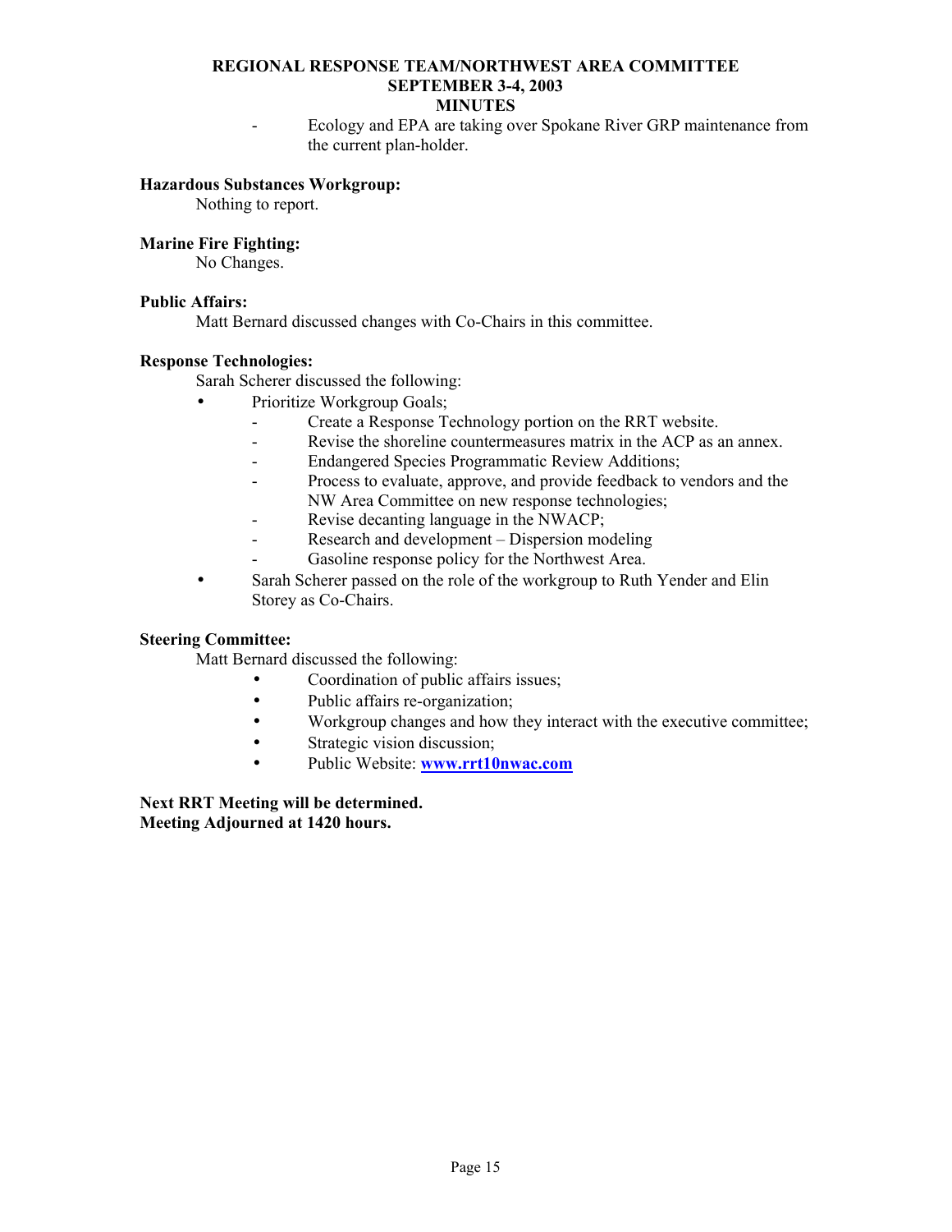- Ecology and EPA are taking over Spokane River GRP maintenance from the current plan-holder.

**Hazardous Substances Workgroup:**

Nothing to report.

**Marine Fire Fighting:**

No Changes.

**Public Affairs:**

Matt Bernard discussed changes with Co-Chairs in this committee.

**Response Technologies:**

Sarah Scherer discussed the following:

- Prioritize Workgroup Goals;
  - Create a Response Technology portion on the RRT website.
  - Revise the shoreline countermeasures matrix in the ACP as an annex.
  - Endangered Species Programmatic Review Additions;
  - Process to evaluate, approve, and provide feedback to vendors and the NW Area Committee on new response technologies;
  - Revise decanting language in the NWACP;
  - Research and development – Dispersion modeling
  - Gasoline response policy for the Northwest Area.
- Sarah Scherer passed on the role of the workgroup to Ruth Yender and Elin Storey as Co-Chairs.

**Steering Committee:**

Matt Bernard discussed the following:

- Coordination of public affairs issues;
- Public affairs re-organization;
- Workgroup changes and how they interact with the executive committee;
- Strategic vision discussion;
- Public Website: **www.rrt10nwac.com**

**Next RRT Meeting will be determined.**
**Meeting Adjourned at 1420 hours.**